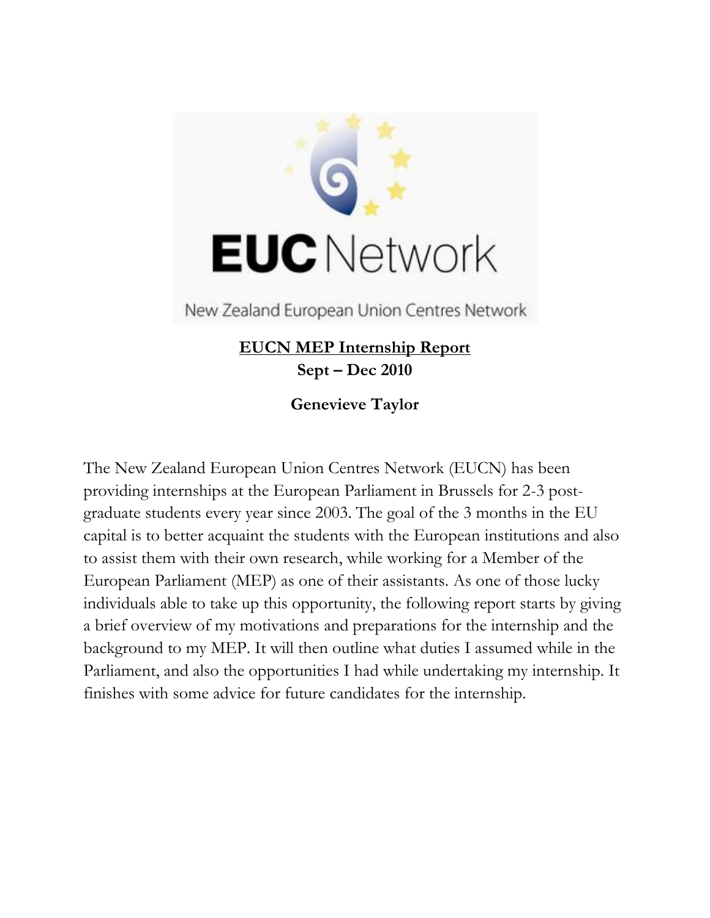EUC Network

New Zealand European Union Centres Network

# EUCN MEP Internship Report

**Sept – Dec 2010**

**Genevieve Taylor**

The New Zealand European Union Centres Network (EUCN) has been providing internships at the European Parliament in Brussels for 2-3 post-graduate students every year since 2003. The goal of the 3 months in the EU capital is to better acquaint the students with the European institutions and also to assist them with their own research, while working for a Member of the European Parliament (MEP) as one of their assistants. As one of those lucky individuals able to take up this opportunity, the following report starts by giving a brief overview of my motivations and preparations for the internship and the background to my MEP. It will then outline what duties I assumed while in the Parliament, and also the opportunities I had while undertaking my internship. It finishes with some advice for future candidates for the internship.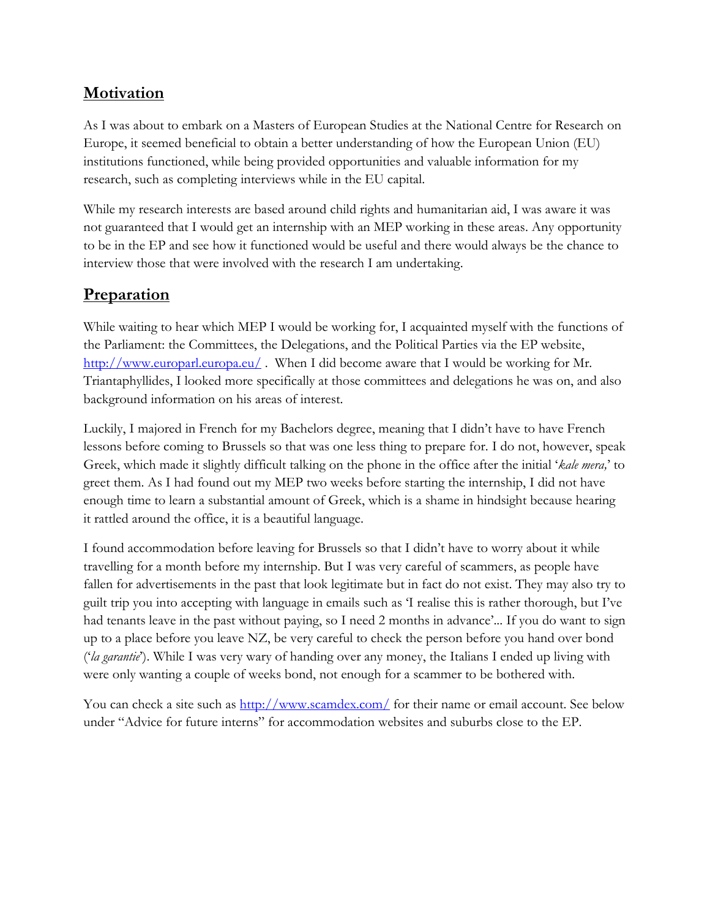## **Motivation**

As I was about to embark on a Masters of European Studies at the National Centre for Research on Europe, it seemed beneficial to obtain a better understanding of how the European Union (EU) institutions functioned, while being provided opportunities and valuable information for my research, such as completing interviews while in the EU capital.

While my research interests are based around child rights and humanitarian aid, I was aware it was not guaranteed that I would get an internship with an MEP working in these areas. Any opportunity to be in the EP and see how it functioned would be useful and there would always be the chance to interview those that were involved with the research I am undertaking.

## **Preparation**

While waiting to hear which MEP I would be working for, I acquainted myself with the functions of the Parliament: the Committees, the Delegations, and the Political Parties via the EP website, [http://www.europarl.europa.eu/](http://www.europarl.europa.eu/) . When I did become aware that I would be working for Mr. Triantaphyllides, I looked more specifically at those committees and delegations he was on, and also background information on his areas of interest.

Luckily, I majored in French for my Bachelors degree, meaning that I didn't have to have French lessons before coming to Brussels so that was one less thing to prepare for. I do not, however, speak Greek, which made it slightly difficult talking on the phone in the office after the initial '*kale mera,*' to greet them. As I had found out my MEP two weeks before starting the internship, I did not have enough time to learn a substantial amount of Greek, which is a shame in hindsight because hearing it rattled around the office, it is a beautiful language.

I found accommodation before leaving for Brussels so that I didn't have to worry about it while travelling for a month before my internship. But I was very careful of scammers, as people have fallen for advertisements in the past that look legitimate but in fact do not exist. They may also try to guilt trip you into accepting with language in emails such as 'I realise this is rather thorough, but I've had tenants leave in the past without paying, so I need 2 months in advance'... If you do want to sign up to a place before you leave NZ, be very careful to check the person before you hand over bond ('*la garantie*'). While I was very wary of handing over any money, the Italians I ended up living with were only wanting a couple of weeks bond, not enough for a scammer to be bothered with.

You can check a site such as [http://www.scamdex.com/](http://www.scamdex.com/) for their name or email account. See below under "Advice for future interns" for accommodation websites and suburbs close to the EP.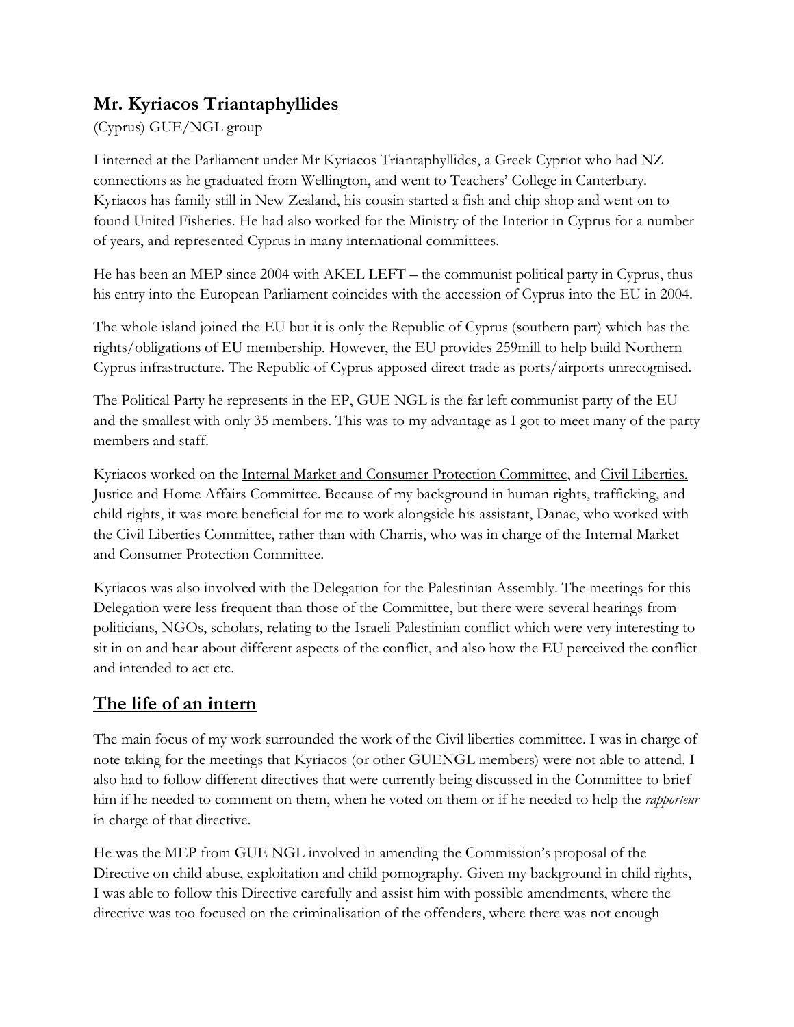## Mr. Kyriacos Triantaphyllides

(Cyprus) GUE/NGL group

I interned at the Parliament under Mr Kyriacos Triantaphyllides, a Greek Cypriot who had NZ connections as he graduated from Wellington, and went to Teachers' College in Canterbury. Kyriacos has family still in New Zealand, his cousin started a fish and chip shop and went on to found United Fisheries. He had also worked for the Ministry of the Interior in Cyprus for a number of years, and represented Cyprus in many international committees.

He has been an MEP since 2004 with AKEL LEFT – the communist political party in Cyprus, thus his entry into the European Parliament coincides with the accession of Cyprus into the EU in 2004.

The whole island joined the EU but it is only the Republic of Cyprus (southern part) which has the rights/obligations of EU membership. However, the EU provides 259mill to help build Northern Cyprus infrastructure. The Republic of Cyprus apposed direct trade as ports/airports unrecognised.

The Political Party he represents in the EP, GUE NGL is the far left communist party of the EU and the smallest with only 35 members. This was to my advantage as I got to meet many of the party members and staff.

Kyriacos worked on the Internal Market and Consumer Protection Committee, and Civil Liberties, Justice and Home Affairs Committee. Because of my background in human rights, trafficking, and child rights, it was more beneficial for me to work alongside his assistant, Danae, who worked with the Civil Liberties Committee, rather than with Charris, who was in charge of the Internal Market and Consumer Protection Committee.

Kyriacos was also involved with the Delegation for the Palestinian Assembly. The meetings for this Delegation were less frequent than those of the Committee, but there were several hearings from politicians, NGOs, scholars, relating to the Israeli-Palestinian conflict which were very interesting to sit in on and hear about different aspects of the conflict, and also how the EU perceived the conflict and intended to act etc.

## The life of an intern

The main focus of my work surrounded the work of the Civil liberties committee. I was in charge of note taking for the meetings that Kyriacos (or other GUENGL members) were not able to attend. I also had to follow different directives that were currently being discussed in the Committee to brief him if he needed to comment on them, when he voted on them or if he needed to help the *rapporteur* in charge of that directive.

He was the MEP from GUE NGL involved in amending the Commission's proposal of the Directive on child abuse, exploitation and child pornography. Given my background in child rights, I was able to follow this Directive carefully and assist him with possible amendments, where the directive was too focused on the criminalisation of the offenders, where there was not enough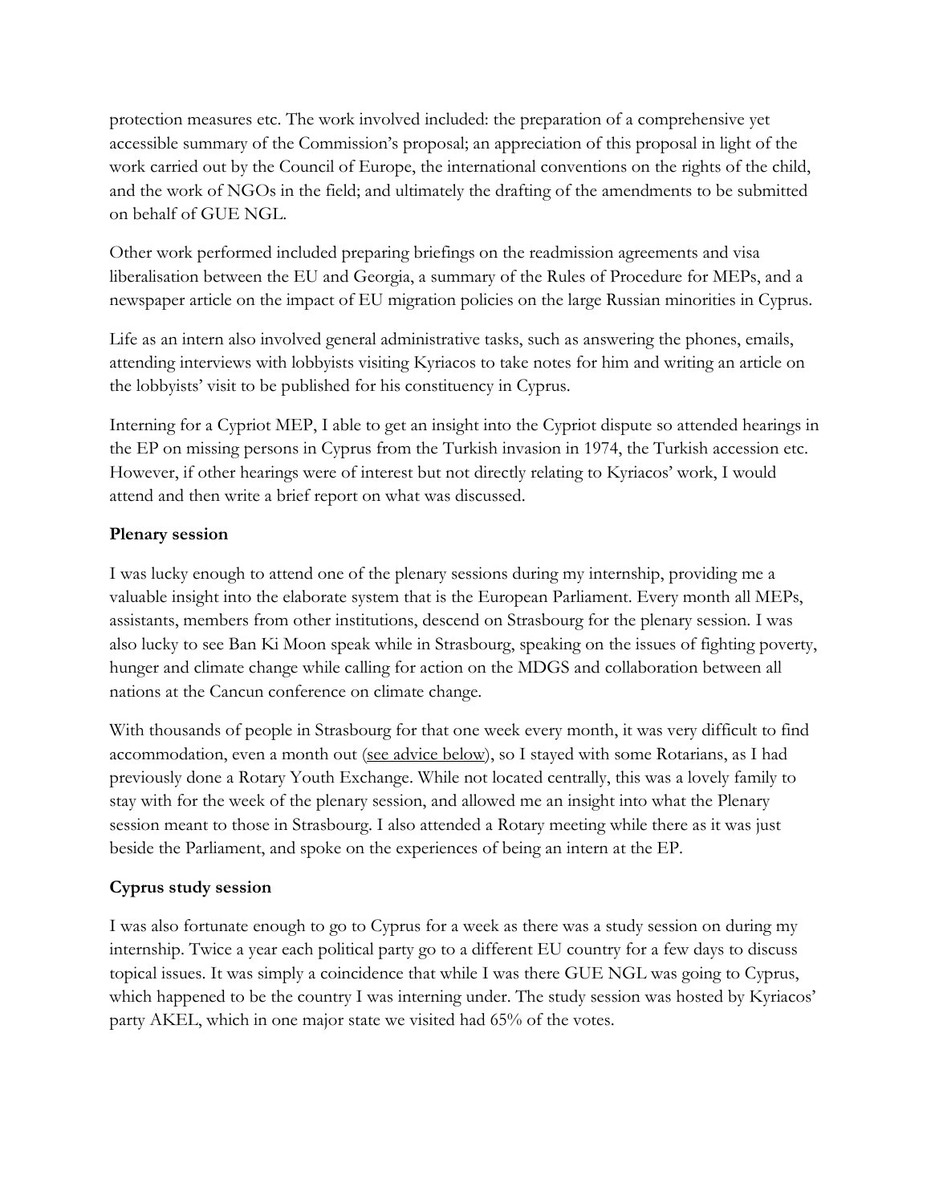protection measures etc. The work involved included: the preparation of a comprehensive yet accessible summary of the Commission's proposal; an appreciation of this proposal in light of the work carried out by the Council of Europe, the international conventions on the rights of the child, and the work of NGOs in the field; and ultimately the drafting of the amendments to be submitted on behalf of GUE NGL.

Other work performed included preparing briefings on the readmission agreements and visa liberalisation between the EU and Georgia, a summary of the Rules of Procedure for MEPs, and a newspaper article on the impact of EU migration policies on the large Russian minorities in Cyprus.

Life as an intern also involved general administrative tasks, such as answering the phones, emails, attending interviews with lobbyists visiting Kyriacos to take notes for him and writing an article on the lobbyists' visit to be published for his constituency in Cyprus.

Interning for a Cypriot MEP, I able to get an insight into the Cypriot dispute so attended hearings in the EP on missing persons in Cyprus from the Turkish invasion in 1974, the Turkish accession etc. However, if other hearings were of interest but not directly relating to Kyriacos' work, I would attend and then write a brief report on what was discussed.

**Plenary session**

I was lucky enough to attend one of the plenary sessions during my internship, providing me a valuable insight into the elaborate system that is the European Parliament. Every month all MEPs, assistants, members from other institutions, descend on Strasbourg for the plenary session. I was also lucky to see Ban Ki Moon speak while in Strasbourg, speaking on the issues of fighting poverty, hunger and climate change while calling for action on the MDGS and collaboration between all nations at the Cancun conference on climate change.

With thousands of people in Strasbourg for that one week every month, it was very difficult to find accommodation, even a month out (see advice below), so I stayed with some Rotarians, as I had previously done a Rotary Youth Exchange. While not located centrally, this was a lovely family to stay with for the week of the plenary session, and allowed me an insight into what the Plenary session meant to those in Strasbourg. I also attended a Rotary meeting while there as it was just beside the Parliament, and spoke on the experiences of being an intern at the EP.

**Cyprus study session**

I was also fortunate enough to go to Cyprus for a week as there was a study session on during my internship. Twice a year each political party go to a different EU country for a few days to discuss topical issues. It was simply a coincidence that while I was there GUE NGL was going to Cyprus, which happened to be the country I was interning under. The study session was hosted by Kyriacos' party AKEL, which in one major state we visited had 65% of the votes.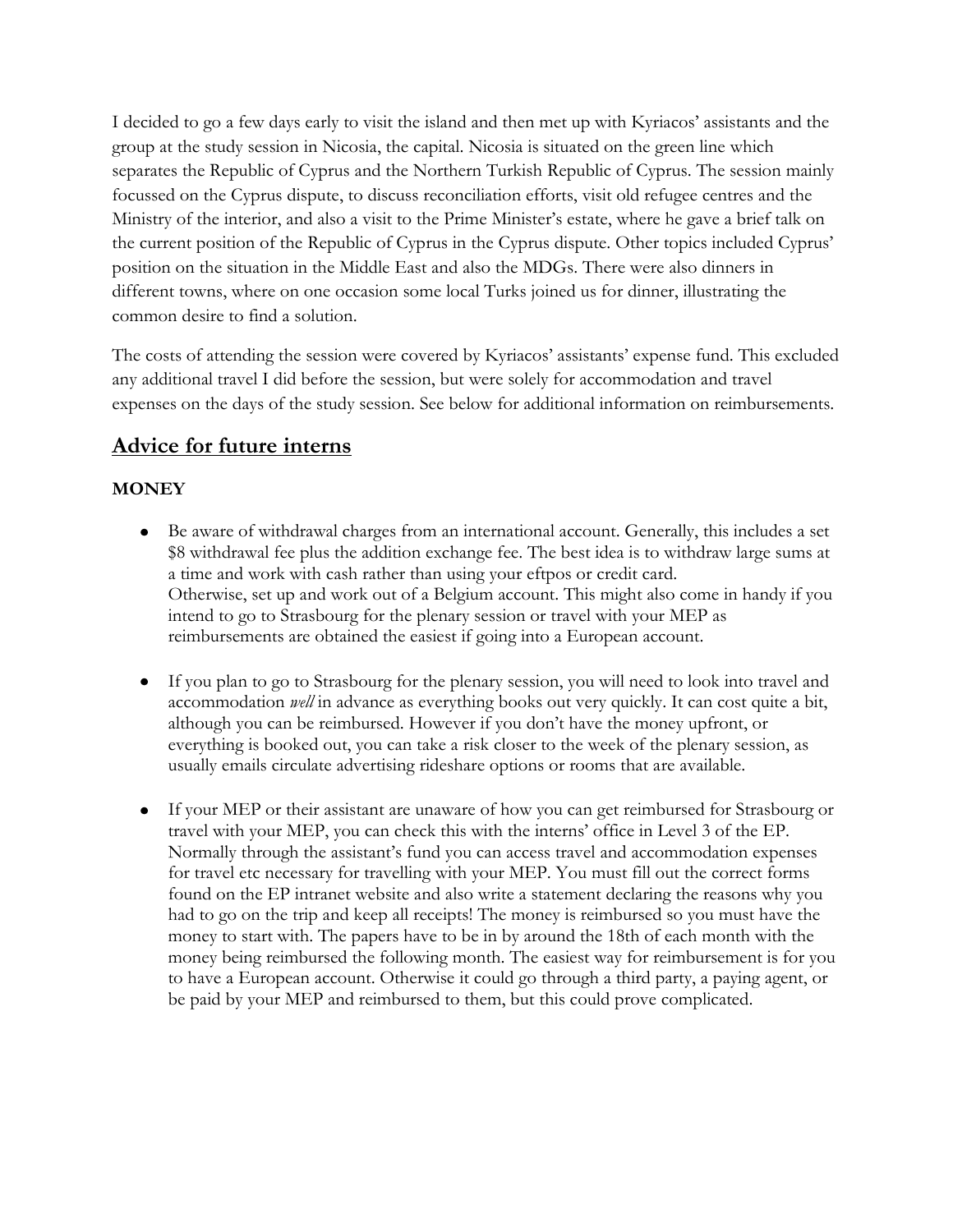I decided to go a few days early to visit the island and then met up with Kyriacos' assistants and the group at the study session in Nicosia, the capital. Nicosia is situated on the green line which separates the Republic of Cyprus and the Northern Turkish Republic of Cyprus. The session mainly focussed on the Cyprus dispute, to discuss reconciliation efforts, visit old refugee centres and the Ministry of the interior, and also a visit to the Prime Minister's estate, where he gave a brief talk on the current position of the Republic of Cyprus in the Cyprus dispute. Other topics included Cyprus' position on the situation in the Middle East and also the MDGs. There were also dinners in different towns, where on one occasion some local Turks joined us for dinner, illustrating the common desire to find a solution.

The costs of attending the session were covered by Kyriacos' assistants' expense fund. This excluded any additional travel I did before the session, but were solely for accommodation and travel expenses on the days of the study session. See below for additional information on reimbursements.

## Advice for future interns

### MONEY

- Be aware of withdrawal charges from an international account. Generally, this includes a set $8 withdrawal fee plus the addition exchange fee. The best idea is to withdraw large sums at a time and work with cash rather than using your eftpos or credit card.
  Otherwise, set up and work out of a Belgium account. This might also come in handy if you intend to go to Strasbourg for the plenary session or travel with your MEP as reimbursements are obtained the easiest if going into a European account.

- If you plan to go to Strasbourg for the plenary session, you will need to look into travel and accommodation *well* in advance as everything books out very quickly. It can cost quite a bit, although you can be reimbursed. However if you don't have the money upfront, or everything is booked out, you can take a risk closer to the week of the plenary session, as usually emails circulate advertising rideshare options or rooms that are available.

- If your MEP or their assistant are unaware of how you can get reimbursed for Strasbourg or travel with your MEP, you can check this with the interns' office in Level 3 of the EP. Normally through the assistant's fund you can access travel and accommodation expenses for travel etc necessary for travelling with your MEP. You must fill out the correct forms found on the EP intranet website and also write a statement declaring the reasons why you had to go on the trip and keep all receipts! The money is reimbursed so you must have the money to start with. The papers have to be in by around the 18th of each month with the money being reimbursed the following month. The easiest way for reimbursement is for you to have a European account. Otherwise it could go through a third party, a paying agent, or be paid by your MEP and reimbursed to them, but this could prove complicated.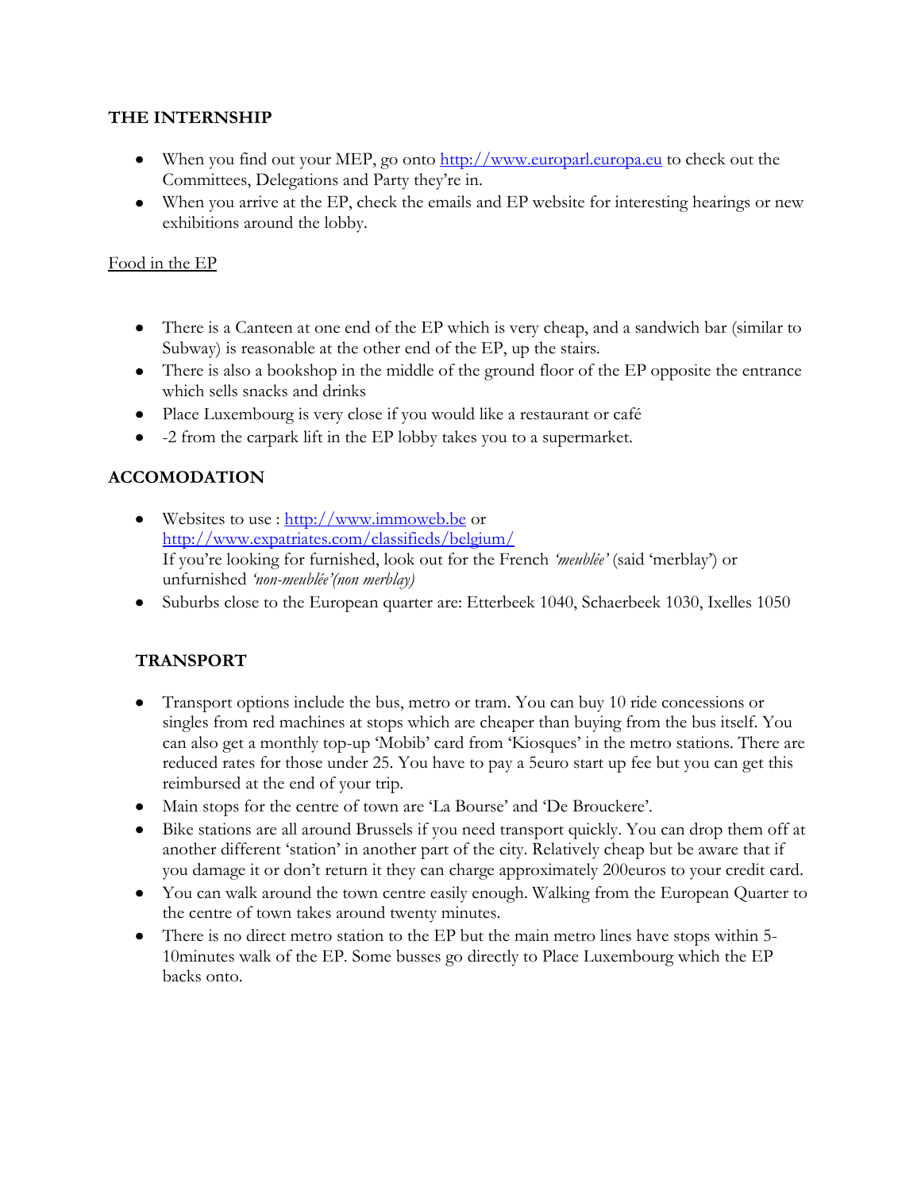## THE INTERNSHIP

- When you find out your MEP, go onto http://www.europarl.europa.eu to check out the Committees, Delegations and Party they're in.
- When you arrive at the EP, check the emails and EP website for interesting hearings or new exhibitions around the lobby.

### Food in the EP

- There is a Canteen at one end of the EP which is very cheap, and a sandwich bar (similar to Subway) is reasonable at the other end of the EP, up the stairs.
- There is also a bookshop in the middle of the ground floor of the EP opposite the entrance which sells snacks and drinks
- Place Luxembourg is very close if you would like a restaurant or café
- -2 from the carpark lift in the EP lobby takes you to a supermarket.

## ACCOMODATION

- Websites to use : http://www.immoweb.be or http://www.expatriates.com/classifieds/belgium/
  If you're looking for furnished, look out for the French *'meublée'* (said 'merblay') or unfurnished *'non-meublée'(non merblay)*
- Suburbs close to the European quarter are: Etterbeek 1040, Schaerbeek 1030, Ixelles 1050

## TRANSPORT

- Transport options include the bus, metro or tram. You can buy 10 ride concessions or singles from red machines at stops which are cheaper than buying from the bus itself. You can also get a monthly top-up 'Mobib' card from 'Kiosques' in the metro stations. There are reduced rates for those under 25. You have to pay a 5euro start up fee but you can get this reimbursed at the end of your trip.
- Main stops for the centre of town are 'La Bourse' and 'De Brouckere'.
- Bike stations are all around Brussels if you need transport quickly. You can drop them off at another different 'station' in another part of the city. Relatively cheap but be aware that if you damage it or don't return it they can charge approximately 200euros to your credit card.
- You can walk around the town centre easily enough. Walking from the European Quarter to the centre of town takes around twenty minutes.
- There is no direct metro station to the EP but the main metro lines have stops within 5-10minutes walk of the EP. Some busses go directly to Place Luxembourg which the EP backs onto.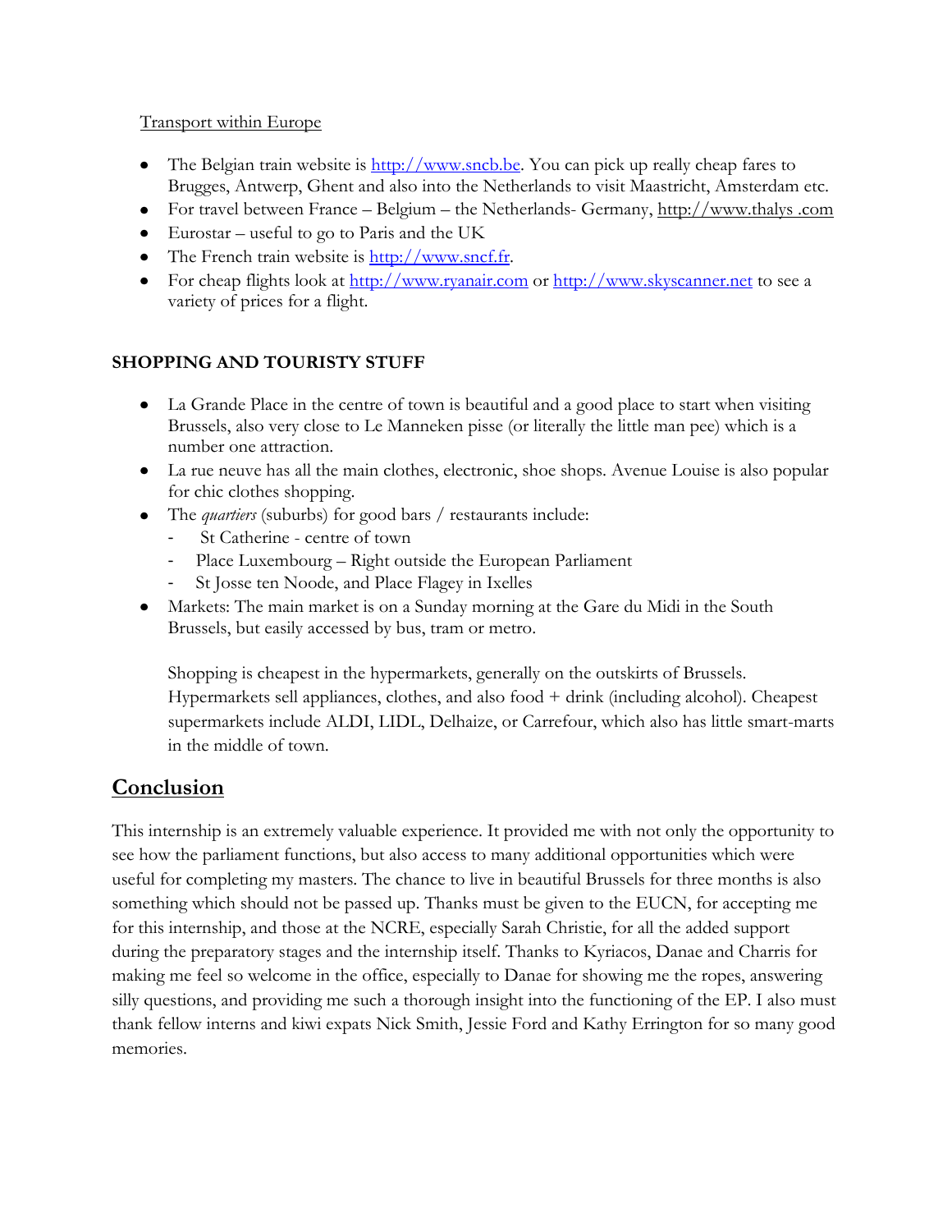Transport within Europe

- The Belgian train website is http://www.sncb.be. You can pick up really cheap fares to Brugges, Antwerp, Ghent and also into the Netherlands to visit Maastricht, Amsterdam etc.
- For travel between France – Belgium – the Netherlands- Germany, http://www.thalys .com
- Eurostar – useful to go to Paris and the UK
- The French train website is http://www.sncf.fr.
- For cheap flights look at http://www.ryanair.com or http://www.skyscanner.net to see a variety of prices for a flight.

**SHOPPING AND TOURISTY STUFF**

- La Grande Place in the centre of town is beautiful and a good place to start when visiting Brussels, also very close to Le Manneken pisse (or literally the little man pee) which is a number one attraction.
- La rue neuve has all the main clothes, electronic, shoe shops. Avenue Louise is also popular for chic clothes shopping.
- The *quartiers* (suburbs) for good bars / restaurants include:
  - St Catherine - centre of town
  - Place Luxembourg – Right outside the European Parliament
  - St Josse ten Noode, and Place Flagey in Ixelles
- Markets: The main market is on a Sunday morning at the Gare du Midi in the South Brussels, but easily accessed by bus, tram or metro.

  Shopping is cheapest in the hypermarkets, generally on the outskirts of Brussels. Hypermarkets sell appliances, clothes, and also food + drink (including alcohol). Cheapest supermarkets include ALDI, LIDL, Delhaize, or Carrefour, which also has little smart-marts in the middle of town.

## Conclusion

This internship is an extremely valuable experience. It provided me with not only the opportunity to see how the parliament functions, but also access to many additional opportunities which were useful for completing my masters. The chance to live in beautiful Brussels for three months is also something which should not be passed up. Thanks must be given to the EUCN, for accepting me for this internship, and those at the NCRE, especially Sarah Christie, for all the added support during the preparatory stages and the internship itself. Thanks to Kyriacos, Danae and Charris for making me feel so welcome in the office, especially to Danae for showing me the ropes, answering silly questions, and providing me such a thorough insight into the functioning of the EP. I also must thank fellow interns and kiwi expats Nick Smith, Jessie Ford and Kathy Errington for so many good memories.